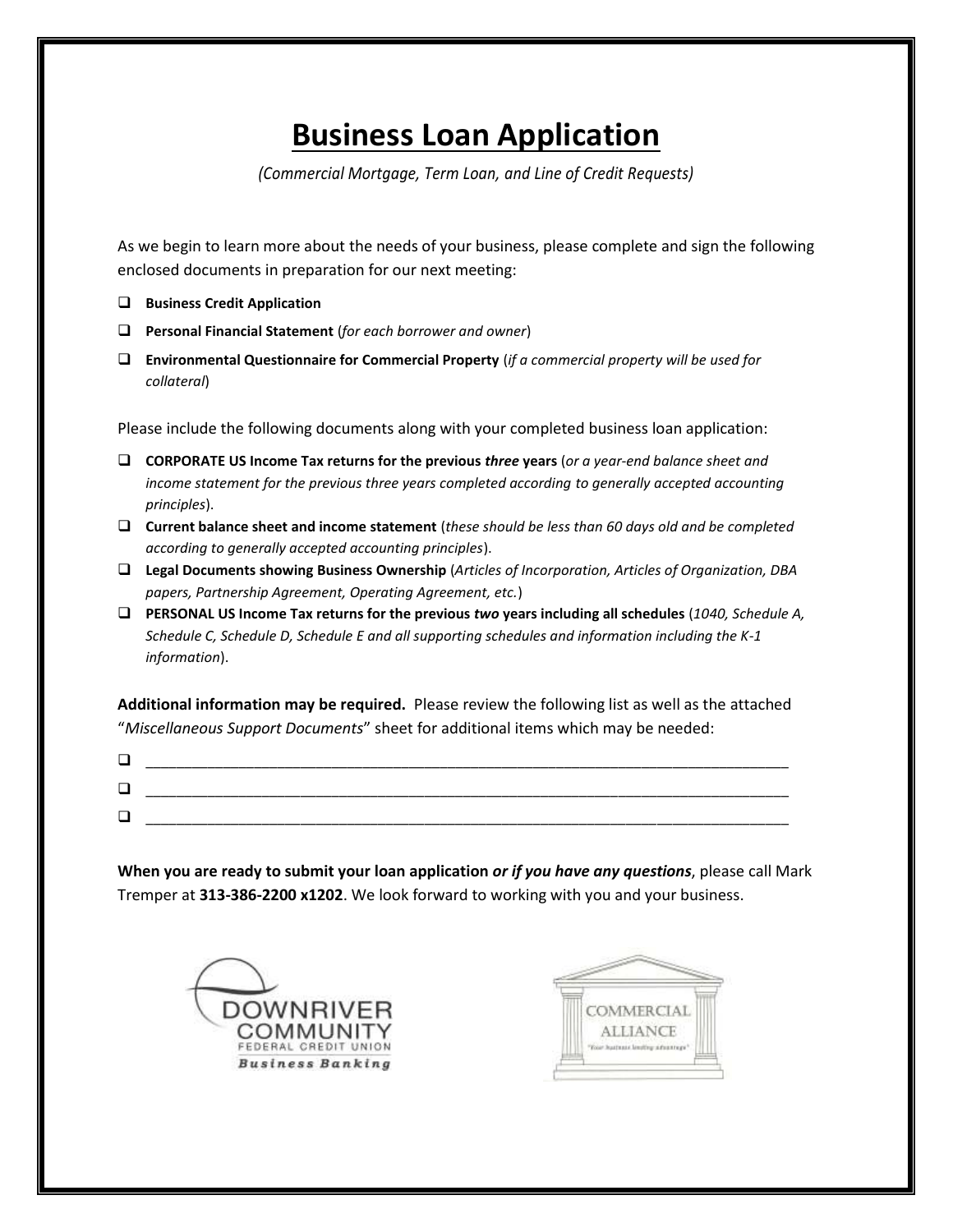# Business Loan Application

*(Commercial Mortgage, Term Loan, and Line of Credit Requests)*

As we begin to learn more about the needs of your business, please complete and sign the following enclosed documents in preparation for our next meeting:

- ❑ **Business Credit Application**
- ❑ **Personal Financial Statement** (*for each borrower and owner*)
- ❑ **Environmental Questionnaire for Commercial Property** (*if a commercial property will be used for collateral*)

Please include the following documents along with your completed business loan application:

- ❑ **CORPORATE US Income Tax returns for the previous *three* years** (*or a year-end balance sheet and income statement for the previous three years completed according to generally accepted accounting principles*).
- ❑ **Current balance sheet and income statement** (*these should be less than 60 days old and be completed according to generally accepted accounting principles*).
- ❑ **Legal Documents showing Business Ownership** (*Articles of Incorporation, Articles of Organization, DBA papers, Partnership Agreement, Operating Agreement, etc.*)
- ❑ **PERSONAL US Income Tax returns for the previous *two* years including all schedules** (*1040, Schedule A, Schedule C, Schedule D, Schedule E and all supporting schedules and information including the K-1 information*).

**Additional information may be required.** Please review the following list as well as the attached "*Miscellaneous Support Documents*" sheet for additional items which may be needed:

- ❑ ______________________________________________________________________________
- ❑ ______________________________________________________________________________
- ❑ ______________________________________________________________________________

**When you are ready to submit your loan application *or if you have any questions***, please call Mark Tremper at **313-386-2200 x1202**. We look forward to working with you and your business.

DOWNRIVER COMMUNITY FEDERAL CREDIT UNION
*Business Banking*

COMMERCIAL ALLIANCE
"Your business lending advantage"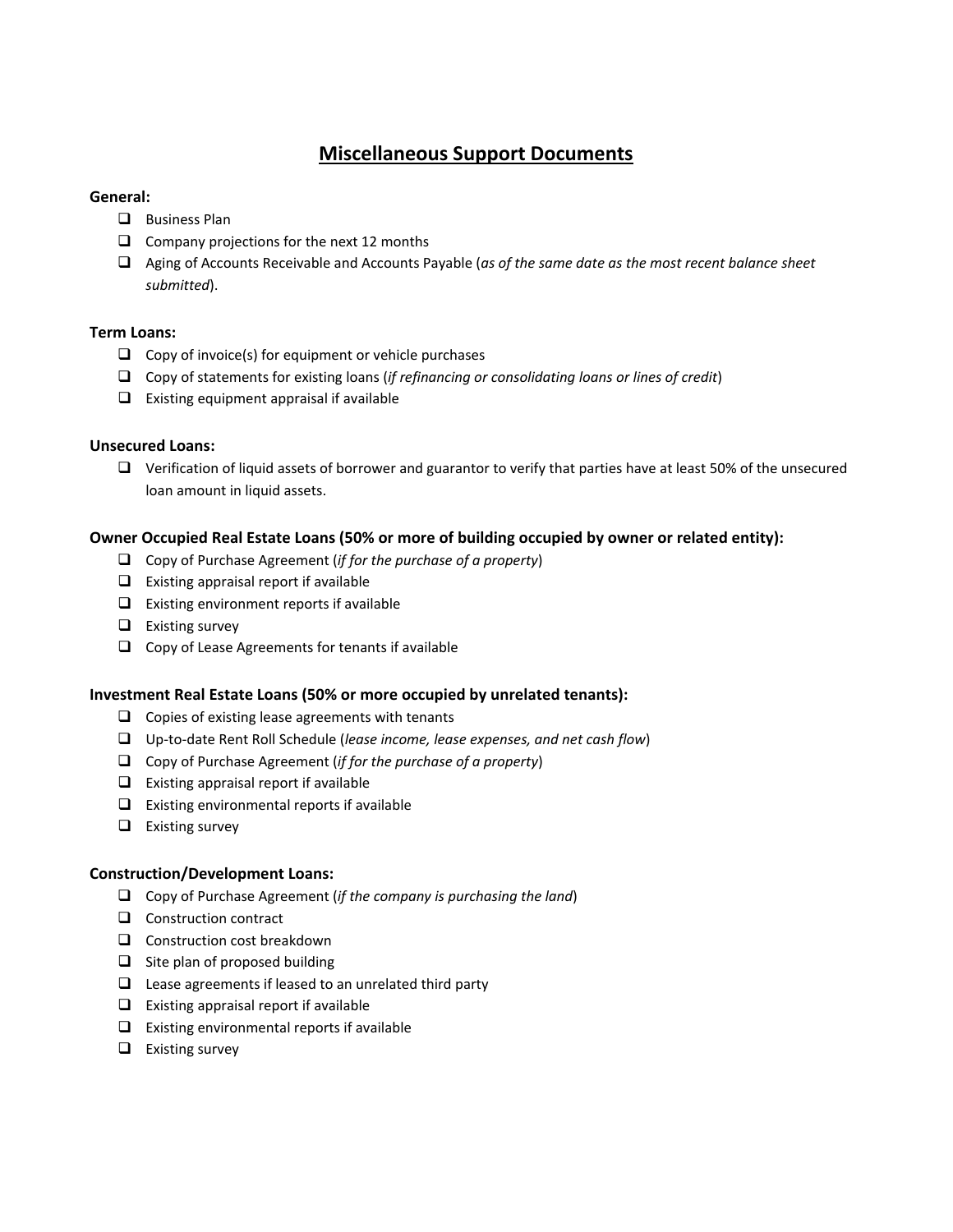# Miscellaneous Support Documents

**General:**

- ❑ Business Plan
- ❑ Company projections for the next 12 months
- ❑ Aging of Accounts Receivable and Accounts Payable (*as of the same date as the most recent balance sheet submitted*).

**Term Loans:**

- ❑ Copy of invoice(s) for equipment or vehicle purchases
- ❑ Copy of statements for existing loans (*if refinancing or consolidating loans or lines of credit*)
- ❑ Existing equipment appraisal if available

**Unsecured Loans:**

- ❑ Verification of liquid assets of borrower and guarantor to verify that parties have at least 50% of the unsecured loan amount in liquid assets.

**Owner Occupied Real Estate Loans (50% or more of building occupied by owner or related entity):**

- ❑ Copy of Purchase Agreement (*if for the purchase of a property*)
- ❑ Existing appraisal report if available
- ❑ Existing environment reports if available
- ❑ Existing survey
- ❑ Copy of Lease Agreements for tenants if available

**Investment Real Estate Loans (50% or more occupied by unrelated tenants):**

- ❑ Copies of existing lease agreements with tenants
- ❑ Up-to-date Rent Roll Schedule (*lease income, lease expenses, and net cash flow*)
- ❑ Copy of Purchase Agreement (*if for the purchase of a property*)
- ❑ Existing appraisal report if available
- ❑ Existing environmental reports if available
- ❑ Existing survey

**Construction/Development Loans:**

- ❑ Copy of Purchase Agreement (*if the company is purchasing the land*)
- ❑ Construction contract
- ❑ Construction cost breakdown
- ❑ Site plan of proposed building
- ❑ Lease agreements if leased to an unrelated third party
- ❑ Existing appraisal report if available
- ❑ Existing environmental reports if available
- ❑ Existing survey